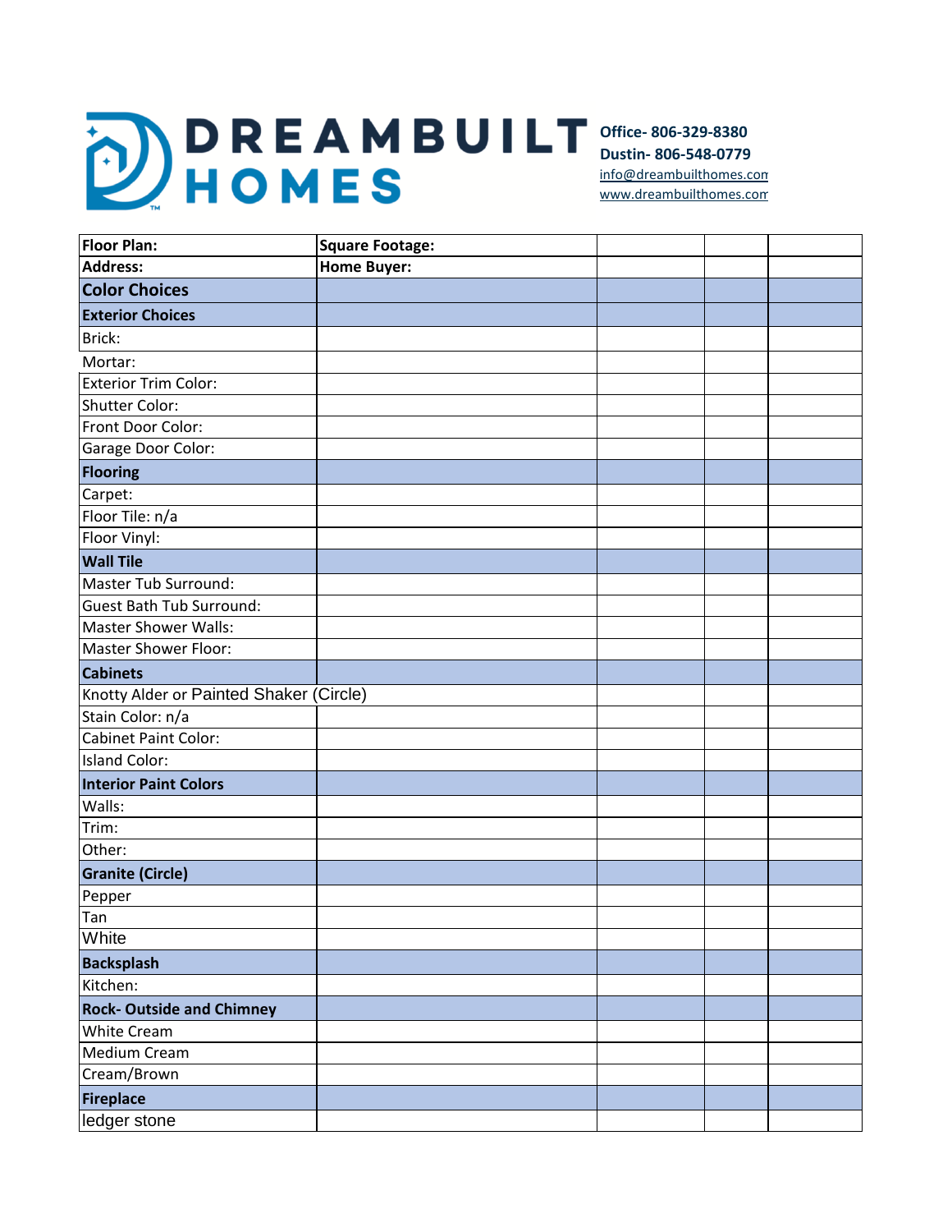# DREAMBUILT HOMES

**Office- 806-329-8380**
**Dustin- 806-548-0779**
info@dreambuilthomes.com
www.dreambuilthomes.com

| **Floor Plan:** | **Square Footage:** | | | |
|---|---|---|---|---|
| **Address:** | **Home Buyer:** | | | |
| **Color Choices** | | | | |
| **Exterior Choices** | | | | |
| Brick: | | | | |
| Mortar: | | | | |
| Exterior Trim Color: | | | | |
| Shutter Color: | | | | |
| Front Door Color: | | | | |
| Garage Door Color: | | | | |
| **Flooring** | | | | |
| Carpet: | | | | |
| Floor Tile: n/a | | | | |
| Floor Vinyl: | | | | |
| **Wall Tile** | | | | |
| Master Tub Surround: | | | | |
| Guest Bath Tub Surround: | | | | |
| Master Shower Walls: | | | | |
| Master Shower Floor: | | | | |
| **Cabinets** | | | | |
| Knotty Alder or Painted Shaker (Circle) | | | | |
| Stain Color: n/a | | | | |
| Cabinet Paint Color: | | | | |
| Island Color: | | | | |
| **Interior Paint Colors** | | | | |
| Walls: | | | | |
| Trim: | | | | |
| Other: | | | | |
| **Granite (Circle)** | | | | |
| Pepper | | | | |
| Tan | | | | |
| White | | | | |
| **Backsplash** | | | | |
| Kitchen: | | | | |
| **Rock- Outside and Chimney** | | | | |
| White Cream | | | | |
| Medium Cream | | | | |
| Cream/Brown | | | | |
| **Fireplace** | | | | |
| ledger stone | | | | |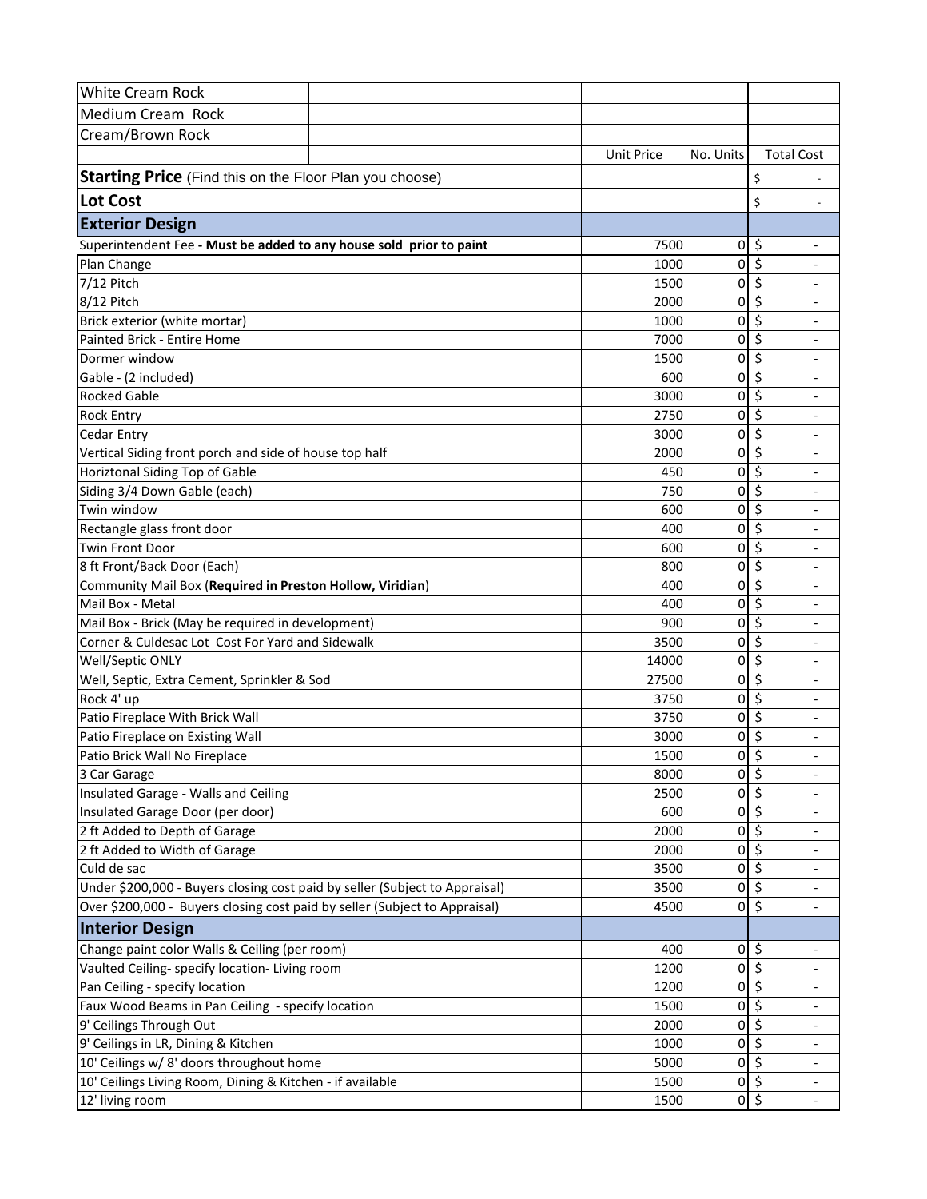| | | | | |
|---|---|---|---|---|
| White Cream Rock | | | | |
| Medium Cream Rock | | | | |
| Cream/Brown Rock | | | | |
| | | Unit Price | No. Units | Total Cost |
| **Starting Price** (Find this on the Floor Plan you choose) | | | | $ - |
| **Lot Cost** | | | | $ - |
| **Exterior Design** | | | | |
| Superintendent Fee **- Must be added to any house sold prior to paint** | | 7500 | 0 | $ - |
| Plan Change | | 1000 | 0 | $ - |
| 7/12 Pitch | | 1500 | 0 | $ - |
| 8/12 Pitch | | 2000 | 0 | $ - |
| Brick exterior (white mortar) | | 1000 | 0 | $ - |
| Painted Brick - Entire Home | | 7000 | 0 | $ - |
| Dormer window | | 1500 | 0 | $ - |
| Gable - (2 included) | | 600 | 0 | $ - |
| Rocked Gable | | 3000 | 0 | $ - |
| Rock Entry | | 2750 | 0 | $ - |
| Cedar Entry | | 3000 | 0 | $ - |
| Vertical Siding front porch and side of house top half | | 2000 | 0 | $ - |
| Horiztonal Siding Top of Gable | | 450 | 0 | $ - |
| Siding 3/4 Down Gable (each) | | 750 | 0 | $ - |
| Twin window | | 600 | 0 | $ - |
| Rectangle glass front door | | 400 | 0 | $ - |
| Twin Front Door | | 600 | 0 | $ - |
| 8 ft Front/Back Door (Each) | | 800 | 0 | $ - |
| Community Mail Box (**Required in Preston Hollow, Viridian**) | | 400 | 0 | $ - |
| Mail Box - Metal | | 400 | 0 | $ - |
| Mail Box - Brick (May be required in development) | | 900 | 0 | $ - |
| Corner & Culdesac Lot Cost For Yard and Sidewalk | | 3500 | 0 | $ - |
| Well/Septic ONLY | | 14000 | 0 | $ - |
| Well, Septic, Extra Cement, Sprinkler & Sod | | 27500 | 0 | $ - |
| Rock 4' up | | 3750 | 0 | $ - |
| Patio Fireplace With Brick Wall | | 3750 | 0 | $ - |
| Patio Fireplace on Existing Wall | | 3000 | 0 | $ - |
| Patio Brick Wall No Fireplace | | 1500 | 0 | $ - |
| 3 Car Garage | | 8000 | 0 | $ - |
| Insulated Garage - Walls and Ceiling | | 2500 | 0 | $ - |
| Insulated Garage Door (per door) | | 600 | 0 | $ - |
| 2 ft Added to Depth of Garage | | 2000 | 0 | $ - |
| 2 ft Added to Width of Garage | | 2000 | 0 | $ - |
| Culd de sac | | 3500 | 0 | $ - |
| Under $200,000 - Buyers closing cost paid by seller (Subject to Appraisal) | | 3500 | 0 | $ - |
| Over $200,000 - Buyers closing cost paid by seller (Subject to Appraisal) | | 4500 | 0 | $ - |
| **Interior Design** | | | | |
| Change paint color Walls & Ceiling (per room) | | 400 | 0 | $ - |
| Vaulted Ceiling- specify location- Living room | | 1200 | 0 | $ - |
| Pan Ceiling - specify location | | 1200 | 0 | $ - |
| Faux Wood Beams in Pan Ceiling - specify location | | 1500 | 0 | $ - |
| 9' Ceilings Through Out | | 2000 | 0 | $ - |
| 9' Ceilings in LR, Dining & Kitchen | | 1000 | 0 | $ - |
| 10' Ceilings w/ 8' doors throughout home | | 5000 | 0 | $ - |
| 10' Ceilings Living Room, Dining & Kitchen - if available | | 1500 | 0 | $ - |
| 12' living room | | 1500 | 0 | $ - |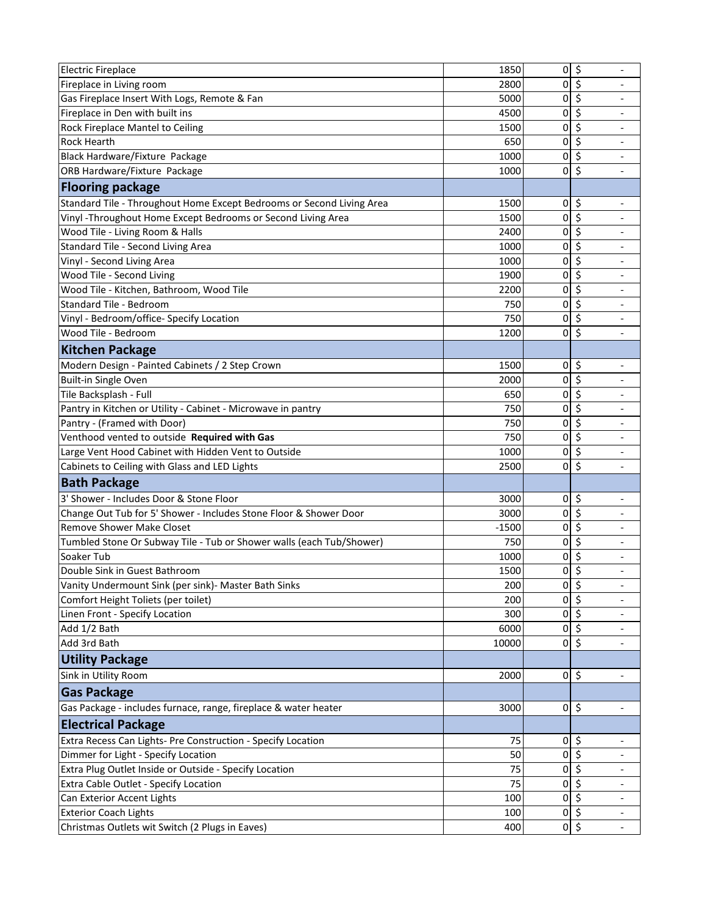| | | | |
|---|---|---|---|
| Electric Fireplace | 1850 | 0 | $ - |
| Fireplace in Living room | 2800 | 0 | $ - |
| Gas Fireplace Insert With Logs, Remote & Fan | 5000 | 0 | $ - |
| Fireplace in Den with built ins | 4500 | 0 | $ - |
| Rock Fireplace Mantel to Ceiling | 1500 | 0 | $ - |
| Rock Hearth | 650 | 0 | $ - |
| Black Hardware/Fixture Package | 1000 | 0 | $ - |
| ORB Hardware/Fixture Package | 1000 | 0 | $ - |
| **Flooring package** | | | |
| Standard Tile - Throughout Home Except Bedrooms or Second Living Area | 1500 | 0 | $ - |
| Vinyl -Throughout Home Except Bedrooms or Second Living Area | 1500 | 0 | $ - |
| Wood Tile - Living Room & Halls | 2400 | 0 | $ - |
| Standard Tile - Second Living Area | 1000 | 0 | $ - |
| Vinyl - Second Living Area | 1000 | 0 | $ - |
| Wood Tile - Second Living | 1900 | 0 | $ - |
| Wood Tile - Kitchen, Bathroom, Wood Tile | 2200 | 0 | $ - |
| Standard Tile - Bedroom | 750 | 0 | $ - |
| Vinyl - Bedroom/office- Specify Location | 750 | 0 | $ - |
| Wood Tile - Bedroom | 1200 | 0 | $ - |
| **Kitchen Package** | | | |
| Modern Design - Painted Cabinets / 2 Step Crown | 1500 | 0 | $ - |
| Built-in Single Oven | 2000 | 0 | $ - |
| Tile Backsplash - Full | 650 | 0 | $ - |
| Pantry in Kitchen or Utility - Cabinet - Microwave in pantry | 750 | 0 | $ - |
| Pantry - (Framed with Door) | 750 | 0 | $ - |
| Venthood vented to outside **Required with Gas** | 750 | 0 | $ - |
| Large Vent Hood Cabinet with Hidden Vent to Outside | 1000 | 0 | $ - |
| Cabinets to Ceiling with Glass and LED Lights | 2500 | 0 | $ - |
| **Bath Package** | | | |
| 3' Shower - Includes Door & Stone Floor | 3000 | 0 | $ - |
| Change Out Tub for 5' Shower - Includes Stone Floor & Shower Door | 3000 | 0 | $ - |
| Remove Shower Make Closet | -1500 | 0 | $ - |
| Tumbled Stone Or Subway Tile - Tub or Shower walls (each Tub/Shower) | 750 | 0 | $ - |
| Soaker Tub | 1000 | 0 | $ - |
| Double Sink in Guest Bathroom | 1500 | 0 | $ - |
| Vanity Undermount Sink (per sink)- Master Bath Sinks | 200 | 0 | $ - |
| Comfort Height Toliets (per toilet) | 200 | 0 | $ - |
| Linen Front - Specify Location | 300 | 0 | $ - |
| Add 1/2 Bath | 6000 | 0 | $ - |
| Add 3rd Bath | 10000 | 0 | $ - |
| **Utility Package** | | | |
| Sink in Utility Room | 2000 | 0 | $ - |
| **Gas Package** | | | |
| Gas Package - includes furnace, range, fireplace & water heater | 3000 | 0 | $ - |
| **Electrical Package** | | | |
| Extra Recess Can Lights- Pre Construction - Specify Location | 75 | 0 | $ - |
| Dimmer for Light - Specify Location | 50 | 0 | $ - |
| Extra Plug Outlet Inside or Outside - Specify Location | 75 | 0 | $ - |
| Extra Cable Outlet - Specify Location | 75 | 0 | $ - |
| Can Exterior Accent Lights | 100 | 0 | $ - |
| Exterior Coach Lights | 100 | 0 | $ - |
| Christmas Outlets wit Switch (2 Plugs in Eaves) | 400 | 0 | $ - |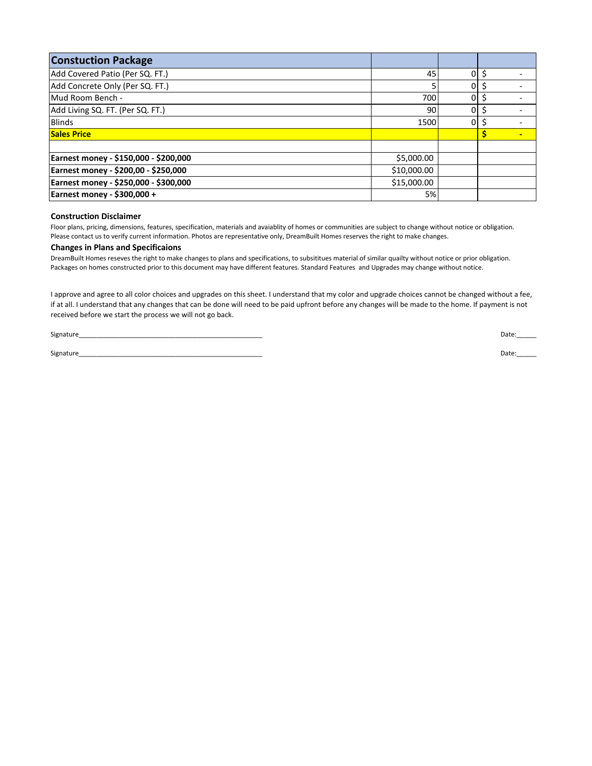| Constuction Package | | | |
|---|---|---|---|
| Add Covered Patio (Per SQ. FT.) | 45 | 0 | $ - |
| Add Concrete Only (Per SQ. FT.) | 5 | 0 | $ - |
| Mud Room Bench - | 700 | 0 | $ - |
| Add Living SQ. FT. (Per SQ. FT.) | 90 | 0 | $ - |
| Blinds | 1500 | 0 | $ - |
| **Sales Price** | | | **$ -** |
| | | | |
| **Earnest money - $150,000 - $200,000** | $5,000.00 | | |
| **Earnest money - $200,00 - $250,000** | $10,000.00 | | |
| **Earnest money - $250,000 - $300,000** | $15,000.00 | | |
| **Earnest money - $300,000 +** | 5% | | |

**Construction Disclaimer**

Floor plans, pricing, dimensions, features, specification, materials and avaiablity of homes or communities are subject to change without notice or obligation. Please contact us to verify current information. Photos are representative only, DreamBuilt Homes reserves the right to make changes.

**Changes in Plans and Specificaions**

DreamBuilt Homes reseves the right to make changes to plans and specifications, to subsitiutes material of similar quailty without notice or prior obligation. Packages on homes constructed prior to this document may have different features. Standard Features and Upgrades may change without notice.

I approve and agree to all color choices and upgrades on this sheet. I understand that my color and upgrade choices cannot be changed without a fee, if at all. I understand that any changes that can be done will need to be paid upfront before any changes will be made to the home. If payment is not received before we start the process we will not go back.

Signature_____________________________________________________ Date:______

Signature_____________________________________________________ Date:______